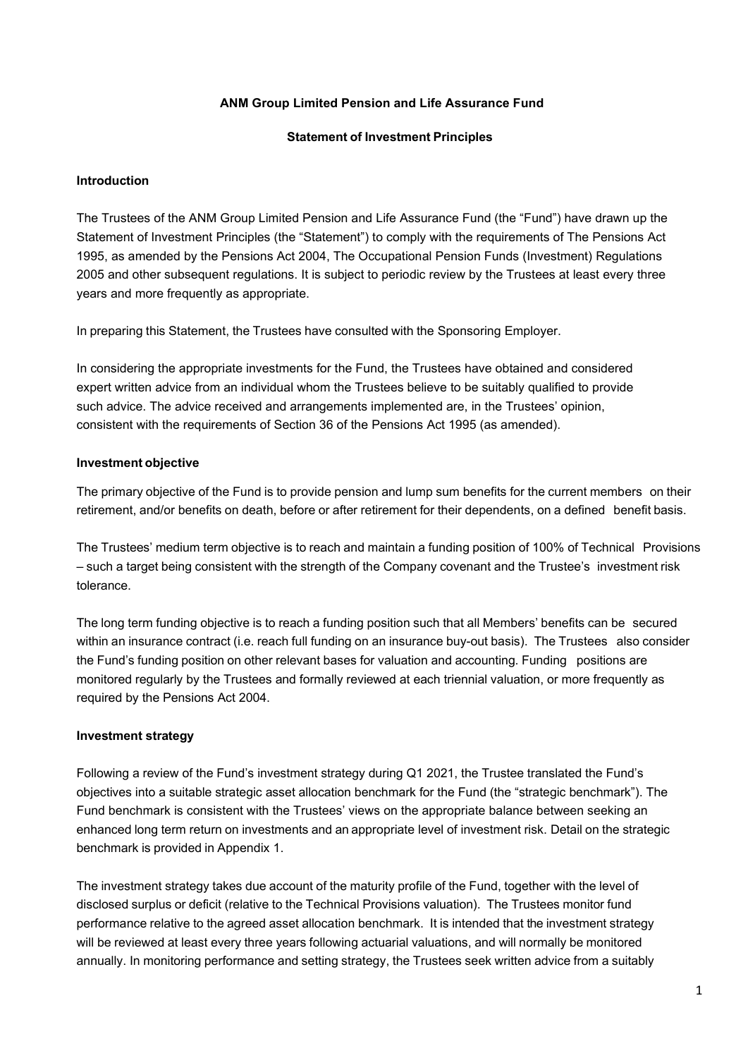**ANM Group Limited Pension and Life Assurance Fund**

**Statement of Investment Principles**

## Introduction

The Trustees of the ANM Group Limited Pension and Life Assurance Fund (the "Fund") have drawn up the Statement of Investment Principles (the "Statement") to comply with the requirements of The Pensions Act 1995, as amended by the Pensions Act 2004, The Occupational Pension Funds (Investment) Regulations 2005 and other subsequent regulations. It is subject to periodic review by the Trustees at least every three years and more frequently as appropriate.

In preparing this Statement, the Trustees have consulted with the Sponsoring Employer.

In considering the appropriate investments for the Fund, the Trustees have obtained and considered expert written advice from an individual whom the Trustees believe to be suitably qualified to provide such advice. The advice received and arrangements implemented are, in the Trustees' opinion, consistent with the requirements of Section 36 of the Pensions Act 1995 (as amended).

## Investment objective

The primary objective of the Fund is to provide pension and lump sum benefits for the current members on their retirement, and/or benefits on death, before or after retirement for their dependents, on a defined benefit basis.

The Trustees' medium term objective is to reach and maintain a funding position of 100% of Technical Provisions – such a target being consistent with the strength of the Company covenant and the Trustee's investment risk tolerance.

The long term funding objective is to reach a funding position such that all Members' benefits can be secured within an insurance contract (i.e. reach full funding on an insurance buy-out basis). The Trustees also consider the Fund's funding position on other relevant bases for valuation and accounting. Funding positions are monitored regularly by the Trustees and formally reviewed at each triennial valuation, or more frequently as required by the Pensions Act 2004.

## Investment strategy

Following a review of the Fund's investment strategy during Q1 2021, the Trustee translated the Fund's objectives into a suitable strategic asset allocation benchmark for the Fund (the "strategic benchmark"). The Fund benchmark is consistent with the Trustees' views on the appropriate balance between seeking an enhanced long term return on investments and an appropriate level of investment risk. Detail on the strategic benchmark is provided in Appendix 1.

The investment strategy takes due account of the maturity profile of the Fund, together with the level of disclosed surplus or deficit (relative to the Technical Provisions valuation). The Trustees monitor fund performance relative to the agreed asset allocation benchmark. It is intended that the investment strategy will be reviewed at least every three years following actuarial valuations, and will normally be monitored annually. In monitoring performance and setting strategy, the Trustees seek written advice from a suitably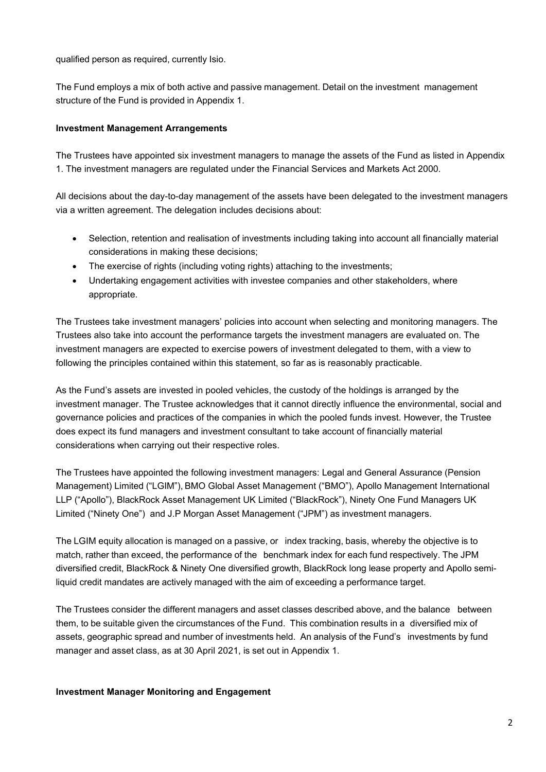qualified person as required, currently Isio.

The Fund employs a mix of both active and passive management. Detail on the investment management structure of the Fund is provided in Appendix 1.

**Investment Management Arrangements**

The Trustees have appointed six investment managers to manage the assets of the Fund as listed in Appendix 1. The investment managers are regulated under the Financial Services and Markets Act 2000.

All decisions about the day-to-day management of the assets have been delegated to the investment managers via a written agreement. The delegation includes decisions about:

- Selection, retention and realisation of investments including taking into account all financially material considerations in making these decisions;
- The exercise of rights (including voting rights) attaching to the investments;
- Undertaking engagement activities with investee companies and other stakeholders, where appropriate.

The Trustees take investment managers' policies into account when selecting and monitoring managers. The Trustees also take into account the performance targets the investment managers are evaluated on. The investment managers are expected to exercise powers of investment delegated to them, with a view to following the principles contained within this statement, so far as is reasonably practicable.

As the Fund's assets are invested in pooled vehicles, the custody of the holdings is arranged by the investment manager. The Trustee acknowledges that it cannot directly influence the environmental, social and governance policies and practices of the companies in which the pooled funds invest. However, the Trustee does expect its fund managers and investment consultant to take account of financially material considerations when carrying out their respective roles.

The Trustees have appointed the following investment managers: Legal and General Assurance (Pension Management) Limited ("LGIM"), BMO Global Asset Management ("BMO"), Apollo Management International LLP ("Apollo"), BlackRock Asset Management UK Limited ("BlackRock"), Ninety One Fund Managers UK Limited ("Ninety One") and J.P Morgan Asset Management ("JPM") as investment managers.

The LGIM equity allocation is managed on a passive, or index tracking, basis, whereby the objective is to match, rather than exceed, the performance of the benchmark index for each fund respectively. The JPM diversified credit, BlackRock & Ninety One diversified growth, BlackRock long lease property and Apollo semi-liquid credit mandates are actively managed with the aim of exceeding a performance target.

The Trustees consider the different managers and asset classes described above, and the balance between them, to be suitable given the circumstances of the Fund. This combination results in a diversified mix of assets, geographic spread and number of investments held. An analysis of the Fund's investments by fund manager and asset class, as at 30 April 2021, is set out in Appendix 1.

**Investment Manager Monitoring and Engagement**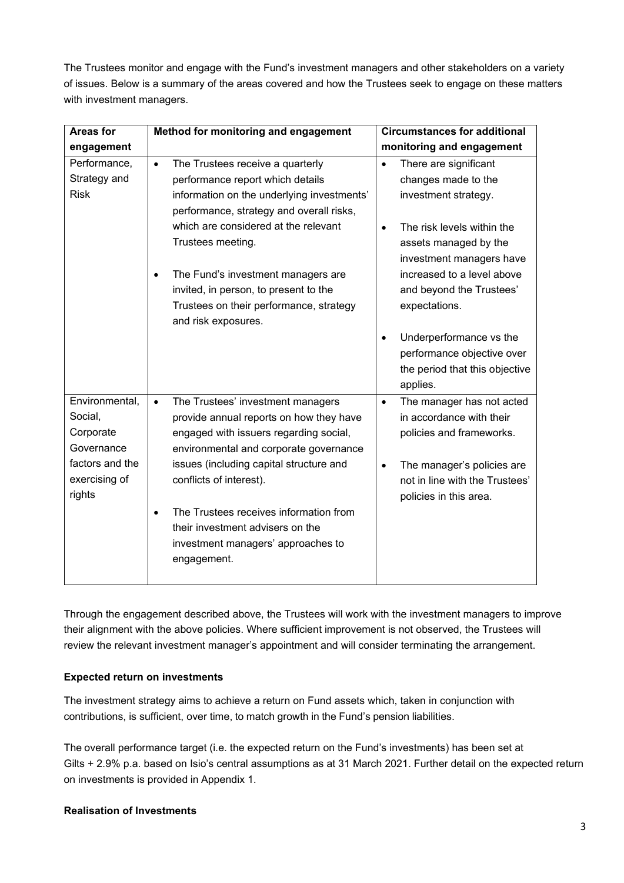The Trustees monitor and engage with the Fund's investment managers and other stakeholders on a variety of issues. Below is a summary of the areas covered and how the Trustees seek to engage on these matters with investment managers.

| Areas for engagement | Method for monitoring and engagement | Circumstances for additional monitoring and engagement |
|---|---|---|
| Performance, Strategy and Risk | • The Trustees receive a quarterly performance report which details information on the underlying investments' performance, strategy and overall risks, which are considered at the relevant Trustees meeting.<br><br>• The Fund's investment managers are invited, in person, to present to the Trustees on their performance, strategy and risk exposures. | • There are significant changes made to the investment strategy.<br><br>• The risk levels within the assets managed by the investment managers have increased to a level above and beyond the Trustees' expectations.<br><br>• Underperformance vs the performance objective over the period that this objective applies. |
| Environmental, Social, Corporate Governance factors and the exercising of rights | • The Trustees' investment managers provide annual reports on how they have engaged with issuers regarding social, environmental and corporate governance issues (including capital structure and conflicts of interest).<br><br>• The Trustees receives information from their investment advisers on the investment managers' approaches to engagement. | • The manager has not acted in accordance with their policies and frameworks.<br><br>• The manager's policies are not in line with the Trustees' policies in this area. |

Through the engagement described above, the Trustees will work with the investment managers to improve their alignment with the above policies. Where sufficient improvement is not observed, the Trustees will review the relevant investment manager's appointment and will consider terminating the arrangement.

**Expected return on investments**

The investment strategy aims to achieve a return on Fund assets which, taken in conjunction with contributions, is sufficient, over time, to match growth in the Fund's pension liabilities.

The overall performance target (i.e. the expected return on the Fund's investments) has been set at Gilts + 2.9% p.a. based on Isio's central assumptions as at 31 March 2021. Further detail on the expected return on investments is provided in Appendix 1.

**Realisation of Investments**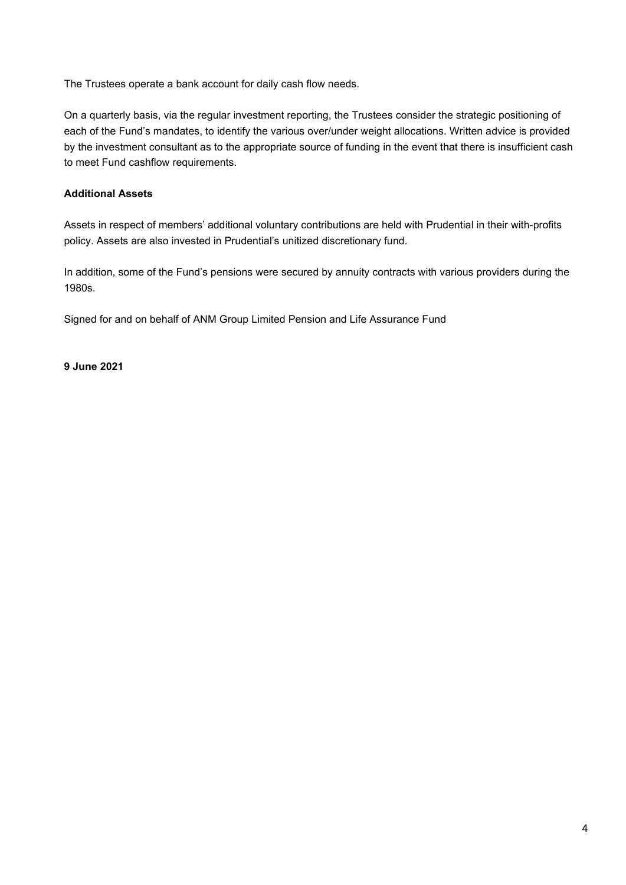The Trustees operate a bank account for daily cash flow needs.

On a quarterly basis, via the regular investment reporting, the Trustees consider the strategic positioning of each of the Fund's mandates, to identify the various over/under weight allocations. Written advice is provided by the investment consultant as to the appropriate source of funding in the event that there is insufficient cash to meet Fund cashflow requirements.

**Additional Assets**

Assets in respect of members' additional voluntary contributions are held with Prudential in their with-profits policy. Assets are also invested in Prudential's unitized discretionary fund.

In addition, some of the Fund's pensions were secured by annuity contracts with various providers during the 1980s.

Signed for and on behalf of ANM Group Limited Pension and Life Assurance Fund

**9 June 2021**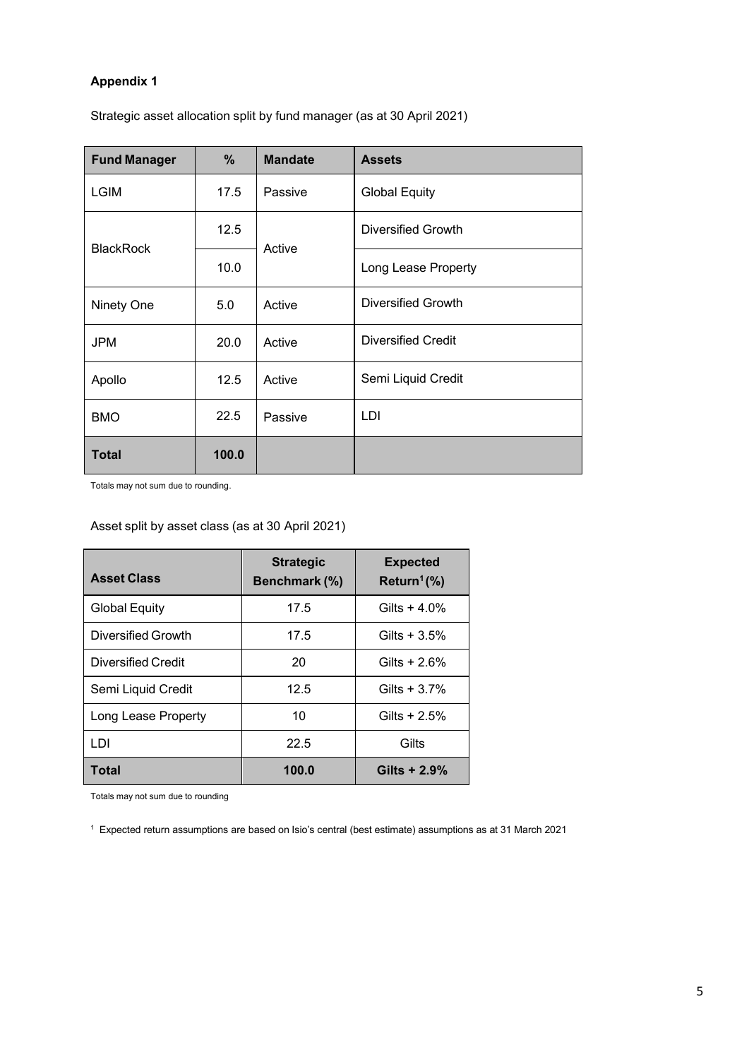**Appendix 1**

Strategic asset allocation split by fund manager (as at 30 April 2021)

| Fund Manager | % | Mandate | Assets |
|---|---|---|---|
| LGIM | 17.5 | Passive | Global Equity |
| BlackRock | 12.5 | Active | Diversified Growth |
| | 10.0 | | Long Lease Property |
| Ninety One | 5.0 | Active | Diversified Growth |
| JPM | 20.0 | Active | Diversified Credit |
| Apollo | 12.5 | Active | Semi Liquid Credit |
| BMO | 22.5 | Passive | LDI |
| **Total** | **100.0** | | |

Totals may not sum due to rounding.

Asset split by asset class (as at 30 April 2021)

| Asset Class | Strategic Benchmark (%) | Expected Return[1] (%) |
|---|---|---|
| Global Equity | 17.5 | Gilts + 4.0% |
| Diversified Growth | 17.5 | Gilts + 3.5% |
| Diversified Credit | 20 | Gilts + 2.6% |
| Semi Liquid Credit | 12.5 | Gilts + 3.7% |
| Long Lease Property | 10 | Gilts + 2.5% |
| LDI | 22.5 | Gilts |
| **Total** | **100.0** | **Gilts + 2.9%** |

Totals may not sum due to rounding

[1] Expected return assumptions are based on Isio's central (best estimate) assumptions as at 31 March 2021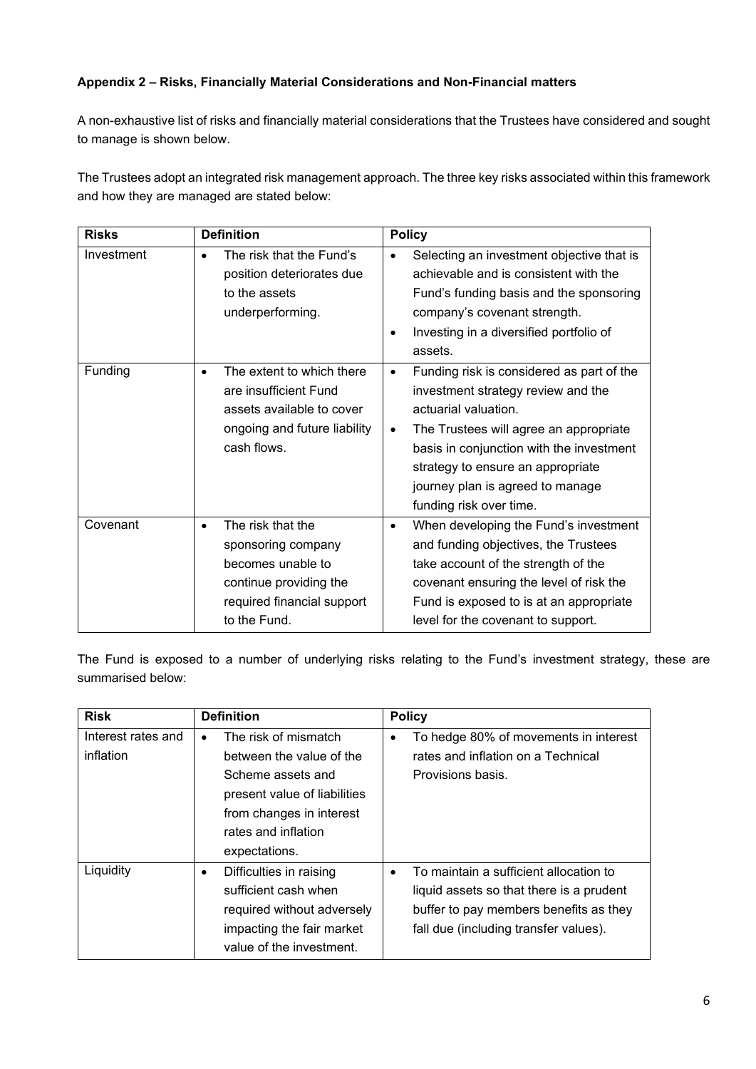**Appendix 2 – Risks, Financially Material Considerations and Non-Financial matters**

A non-exhaustive list of risks and financially material considerations that the Trustees have considered and sought to manage is shown below.

The Trustees adopt an integrated risk management approach. The three key risks associated within this framework and how they are managed are stated below:

| Risks | Definition | Policy |
|---|---|---|
| Investment | • The risk that the Fund's position deteriorates due to the assets underperforming. | • Selecting an investment objective that is achievable and is consistent with the Fund's funding basis and the sponsoring company's covenant strength.<br>• Investing in a diversified portfolio of assets. |
| Funding | • The extent to which there are insufficient Fund assets available to cover ongoing and future liability cash flows. | • Funding risk is considered as part of the investment strategy review and the actuarial valuation.<br>• The Trustees will agree an appropriate basis in conjunction with the investment strategy to ensure an appropriate journey plan is agreed to manage funding risk over time. |
| Covenant | • The risk that the sponsoring company becomes unable to continue providing the required financial support to the Fund. | • When developing the Fund's investment and funding objectives, the Trustees take account of the strength of the covenant ensuring the level of risk the Fund is exposed to is at an appropriate level for the covenant to support. |

The Fund is exposed to a number of underlying risks relating to the Fund's investment strategy, these are summarised below:

| Risk | Definition | Policy |
|---|---|---|
| Interest rates and inflation | • The risk of mismatch between the value of the Scheme assets and present value of liabilities from changes in interest rates and inflation expectations. | • To hedge 80% of movements in interest rates and inflation on a Technical Provisions basis. |
| Liquidity | • Difficulties in raising sufficient cash when required without adversely impacting the fair market value of the investment. | • To maintain a sufficient allocation to liquid assets so that there is a prudent buffer to pay members benefits as they fall due (including transfer values). |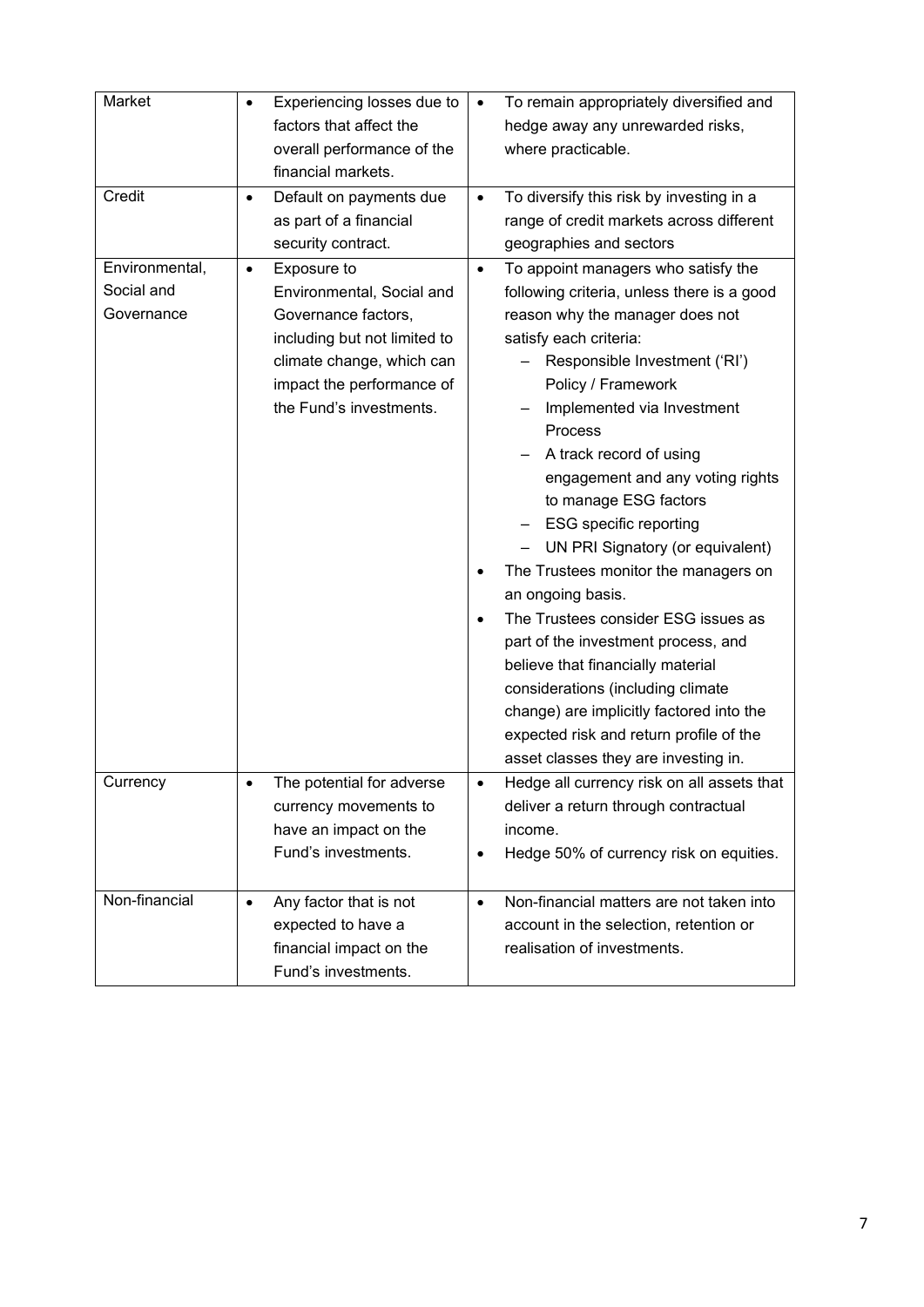| | | |
|---|---|---|
| Market | • Experiencing losses due to factors that affect the overall performance of the financial markets. | • To remain appropriately diversified and hedge away any unrewarded risks, where practicable. |
| Credit | • Default on payments due as part of a financial security contract. | • To diversify this risk by investing in a range of credit markets across different geographies and sectors |
| Environmental, Social and Governance | • Exposure to Environmental, Social and Governance factors, including but not limited to climate change, which can impact the performance of the Fund's investments. | • To appoint managers who satisfy the following criteria, unless there is a good reason why the manager does not satisfy each criteria:<br>– Responsible Investment ('RI') Policy / Framework<br>– Implemented via Investment Process<br>– A track record of using engagement and any voting rights to manage ESG factors<br>– ESG specific reporting<br>– UN PRI Signatory (or equivalent)<br>• The Trustees monitor the managers on an ongoing basis.<br>• The Trustees consider ESG issues as part of the investment process, and believe that financially material considerations (including climate change) are implicitly factored into the expected risk and return profile of the asset classes they are investing in. |
| Currency | • The potential for adverse currency movements to have an impact on the Fund's investments. | • Hedge all currency risk on all assets that deliver a return through contractual income.<br>• Hedge 50% of currency risk on equities. |
| Non-financial | • Any factor that is not expected to have a financial impact on the Fund's investments. | • Non-financial matters are not taken into account in the selection, retention or realisation of investments. |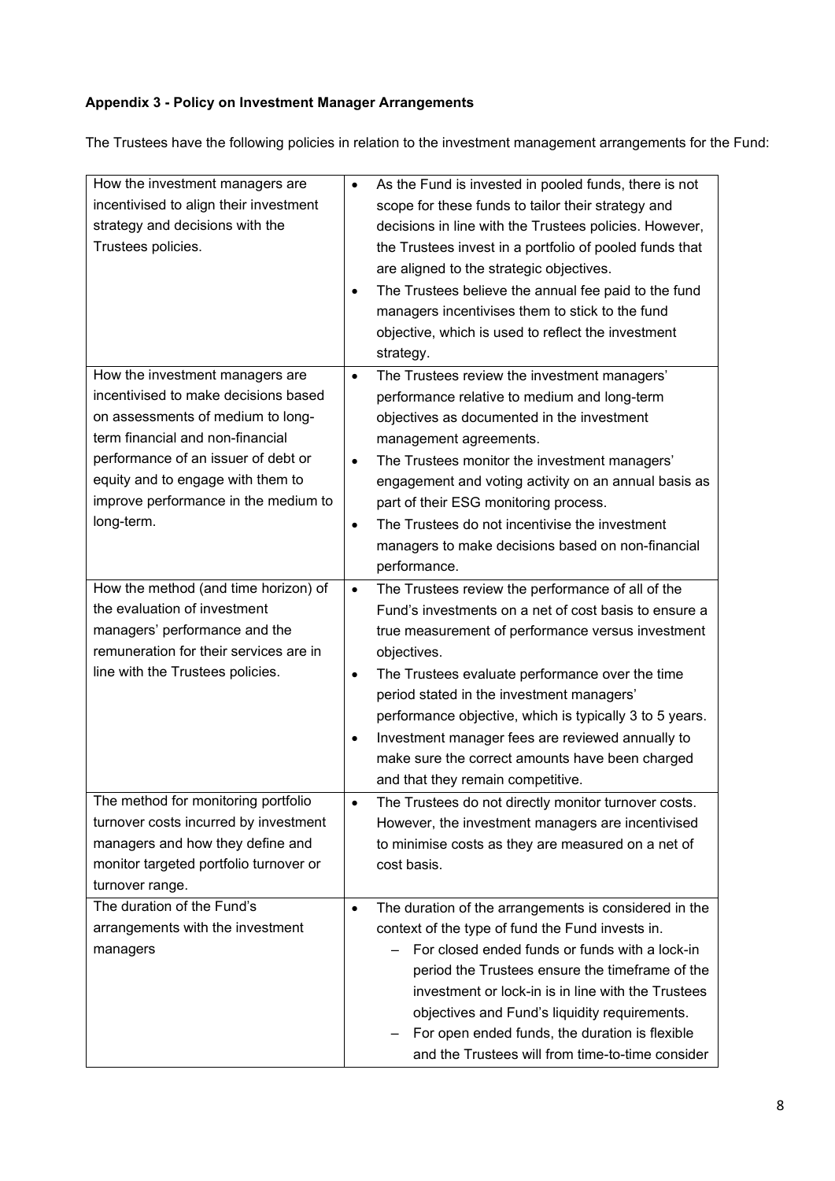**Appendix 3 - Policy on Investment Manager Arrangements**

The Trustees have the following policies in relation to the investment management arrangements for the Fund:

| | |
|---|---|
| How the investment managers are incentivised to align their investment strategy and decisions with the Trustees policies. | • As the Fund is invested in pooled funds, there is not scope for these funds to tailor their strategy and decisions in line with the Trustees policies. However, the Trustees invest in a portfolio of pooled funds that are aligned to the strategic objectives.<br>• The Trustees believe the annual fee paid to the fund managers incentivises them to stick to the fund objective, which is used to reflect the investment strategy. |
| How the investment managers are incentivised to make decisions based on assessments of medium to long-term financial and non-financial performance of an issuer of debt or equity and to engage with them to improve performance in the medium to long-term. | • The Trustees review the investment managers' performance relative to medium and long-term objectives as documented in the investment management agreements.<br>• The Trustees monitor the investment managers' engagement and voting activity on an annual basis as part of their ESG monitoring process.<br>• The Trustees do not incentivise the investment managers to make decisions based on non-financial performance. |
| How the method (and time horizon) of the evaluation of investment managers' performance and the remuneration for their services are in line with the Trustees policies. | • The Trustees review the performance of all of the Fund's investments on a net of cost basis to ensure a true measurement of performance versus investment objectives.<br>• The Trustees evaluate performance over the time period stated in the investment managers' performance objective, which is typically 3 to 5 years.<br>• Investment manager fees are reviewed annually to make sure the correct amounts have been charged and that they remain competitive. |
| The method for monitoring portfolio turnover costs incurred by investment managers and how they define and monitor targeted portfolio turnover or turnover range. | • The Trustees do not directly monitor turnover costs. However, the investment managers are incentivised to minimise costs as they are measured on a net of cost basis. |
| The duration of the Fund's arrangements with the investment managers | • The duration of the arrangements is considered in the context of the type of fund the Fund invests in.<br>  – For closed ended funds or funds with a lock-in period the Trustees ensure the timeframe of the investment or lock-in is in line with the Trustees objectives and Fund's liquidity requirements.<br>  – For open ended funds, the duration is flexible and the Trustees will from time-to-time consider |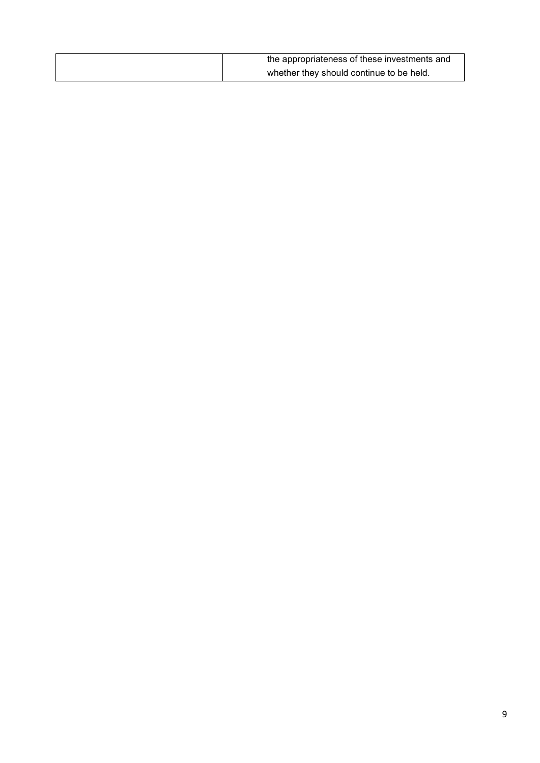| | |
|---|---|
| | the appropriateness of these investments and whether they should continue to be held. |